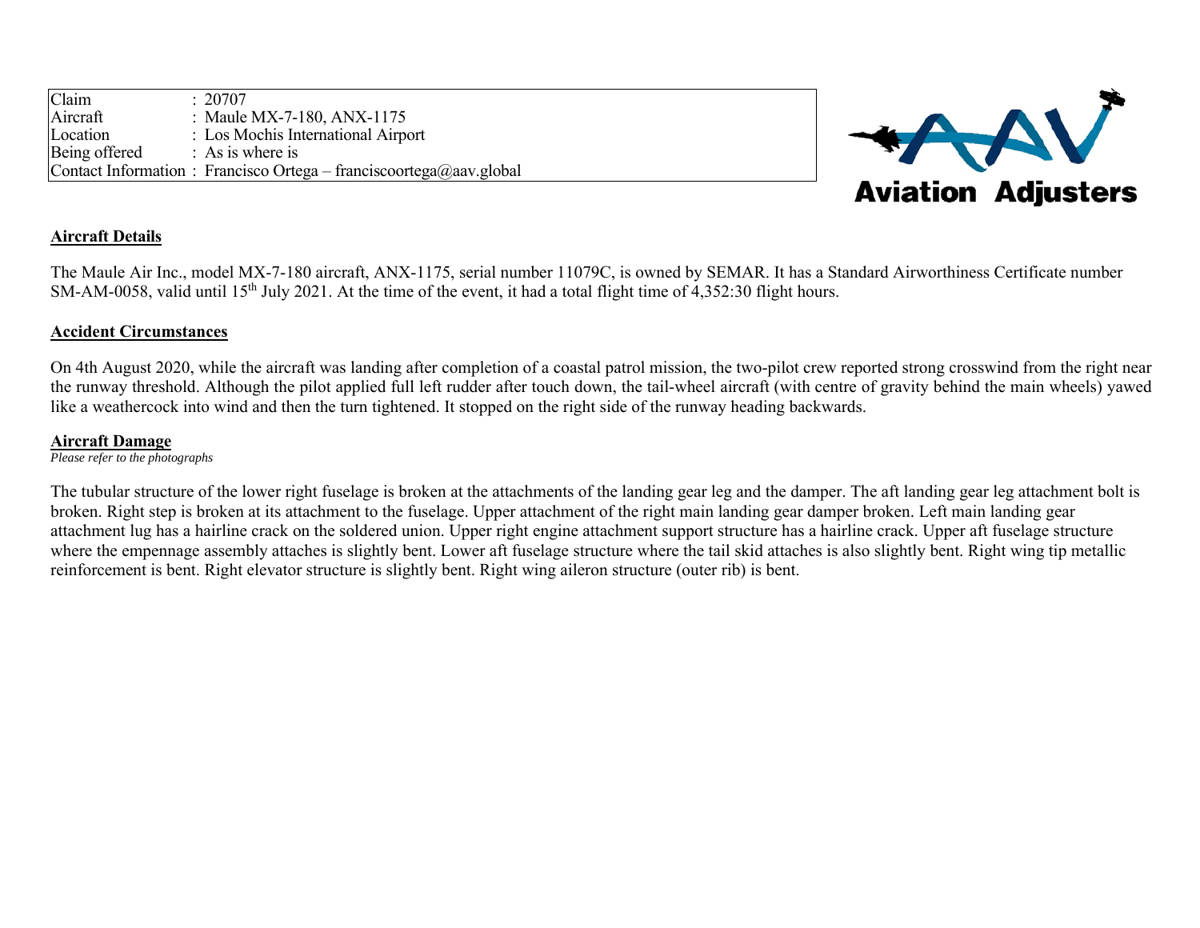| Claim | : 20707 |
|---|---|
| Aircraft | : Maule MX-7-180, ANX-1175 |
| Location | : Los Mochis International Airport |
| Being offered | : As is where is |
| Contact Information | : Francisco Ortega – franciscoortega@aav.global |

**Aviation Adjusters**

## Aircraft Details

The Maule Air Inc., model MX-7-180 aircraft, ANX-1175, serial number 11079C, is owned by SEMAR. It has a Standard Airworthiness Certificate number SM-AM-0058, valid until 15th July 2021. At the time of the event, it had a total flight time of 4,352:30 flight hours.

## Accident Circumstances

On 4th August 2020, while the aircraft was landing after completion of a coastal patrol mission, the two-pilot crew reported strong crosswind from the right near the runway threshold. Although the pilot applied full left rudder after touch down, the tail-wheel aircraft (with centre of gravity behind the main wheels) yawed like a weathercock into wind and then the turn tightened. It stopped on the right side of the runway heading backwards.

## Aircraft Damage

*Please refer to the photographs*

The tubular structure of the lower right fuselage is broken at the attachments of the landing gear leg and the damper. The aft landing gear leg attachment bolt is broken. Right step is broken at its attachment to the fuselage. Upper attachment of the right main landing gear damper broken. Left main landing gear attachment lug has a hairline crack on the soldered union. Upper right engine attachment support structure has a hairline crack. Upper aft fuselage structure where the empennage assembly attaches is slightly bent. Lower aft fuselage structure where the tail skid attaches is also slightly bent. Right wing tip metallic reinforcement is bent. Right elevator structure is slightly bent. Right wing aileron structure (outer rib) is bent.